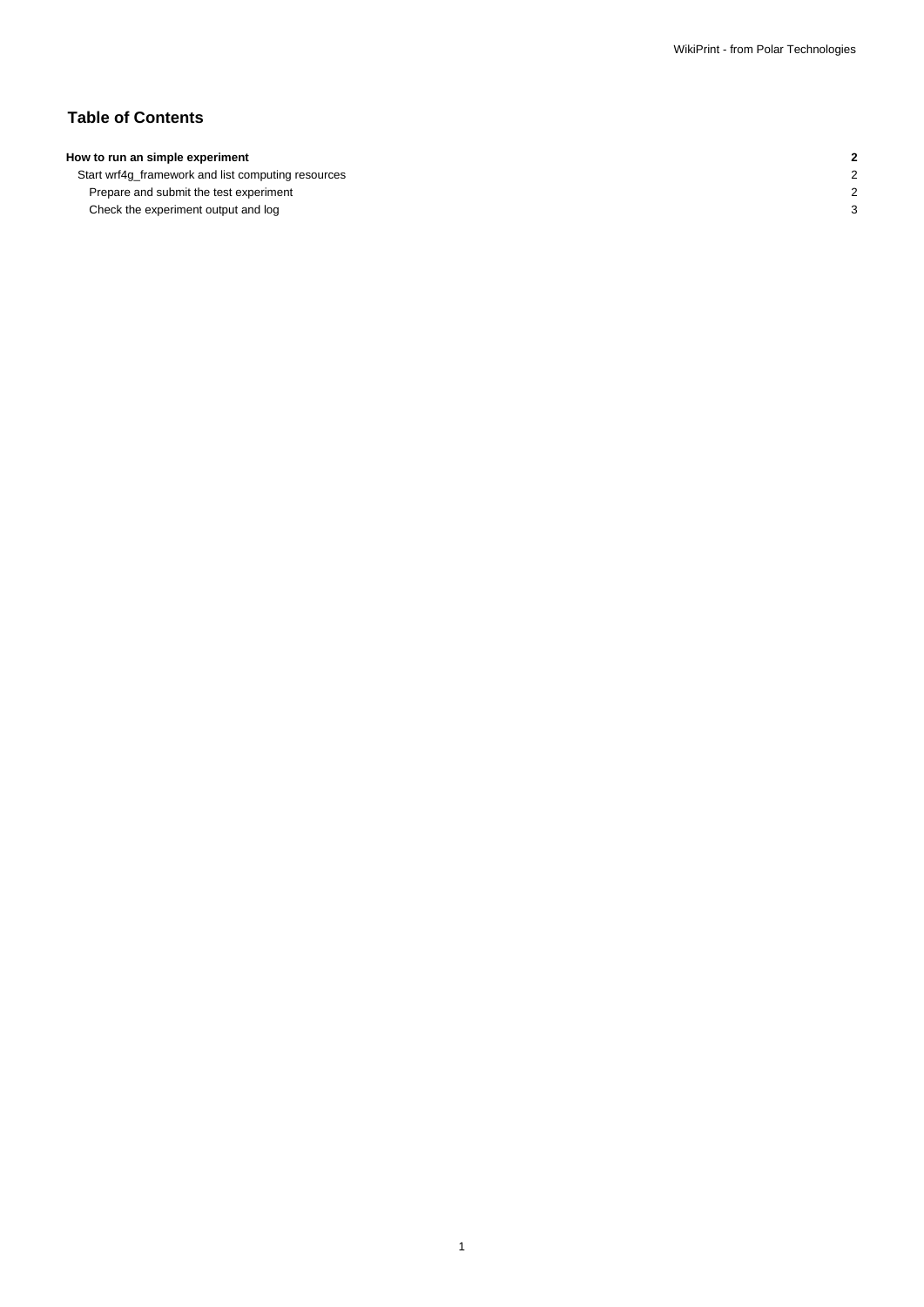## Table of Contents

**How to run an simple experiment** **2**

Start wrf4g_framework and list computing resources 2

Prepare and submit the test experiment 2

Check the experiment output and log 3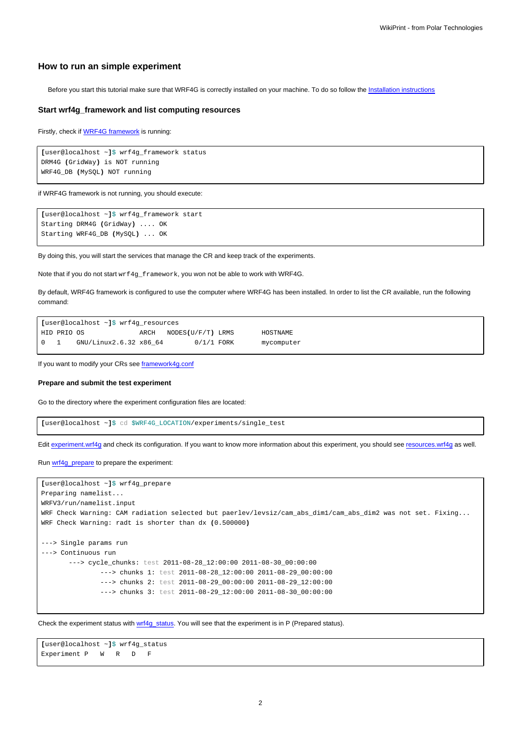## How to run an simple experiment

Before you start this tutorial make sure that WRF4G is correctly installed on your machine. To do so follow the Installation instructions

### Start wrf4g_framework and list computing resources

Firstly, check if WRF4G framework is running:

```
[user@localhost ~]$ wrf4g_framework status
DRM4G (GridWay) is NOT running
WRF4G_DB (MySQL) NOT running
```

if WRF4G framework is not running, you should execute:

```
[user@localhost ~]$ wrf4g_framework start
Starting DRM4G (GridWay) .... OK
Starting WRF4G_DB (MySQL) ... OK
```

By doing this, you will start the services that manage the CR and keep track of the experiments.

Note that if you do not start `wrf4g_framework`, you won not be able to work with WRF4G.

By default, WRF4G framework is configured to use the computer where WRF4G has been installed. In order to list the CR available, run the following command:

```
[user@localhost ~]$ wrf4g_resources
HID PRIO OS              ARCH    NODES(U/F/T) LRMS       HOSTNAME
0   1    GNU/Linux2.6.32 x86_64         0/1/1 FORK       mycomputer
```

If you want to modify your CRs see framework4g.conf

#### Prepare and submit the test experiment

Go to the directory where the experiment configuration files are located:

```
[user@localhost ~]$ cd $WRF4G_LOCATION/experiments/single_test
```

Edit experiment.wrf4g and check its configuration. If you want to know more information about this experiment, you should see resources.wrf4g as well.

Run wrf4g_prepare to prepare the experiment:

```
[user@localhost ~]$ wrf4g_prepare
Preparing namelist...
WRFV3/run/namelist.input
WRF Check Warning: CAM radiation selected but paerlev/levsiz/cam_abs_dim1/cam_abs_dim2 was not set. Fixing...
WRF Check Warning: radt is shorter than dx (0.500000)

---> Single params run
---> Continuous run
       ---> cycle_chunks: test 2011-08-28_12:00:00 2011-08-30_00:00:00
               ---> chunks 1: test 2011-08-28_12:00:00 2011-08-29_00:00:00
               ---> chunks 2: test 2011-08-29_00:00:00 2011-08-29_12:00:00
               ---> chunks 3: test 2011-08-29_12:00:00 2011-08-30_00:00:00
```

Check the experiment status with wrf4g_status. You will see that the experiment is in P (Prepared status).

```
[user@localhost ~]$ wrf4g_status
Experiment P   W   R   D   F
```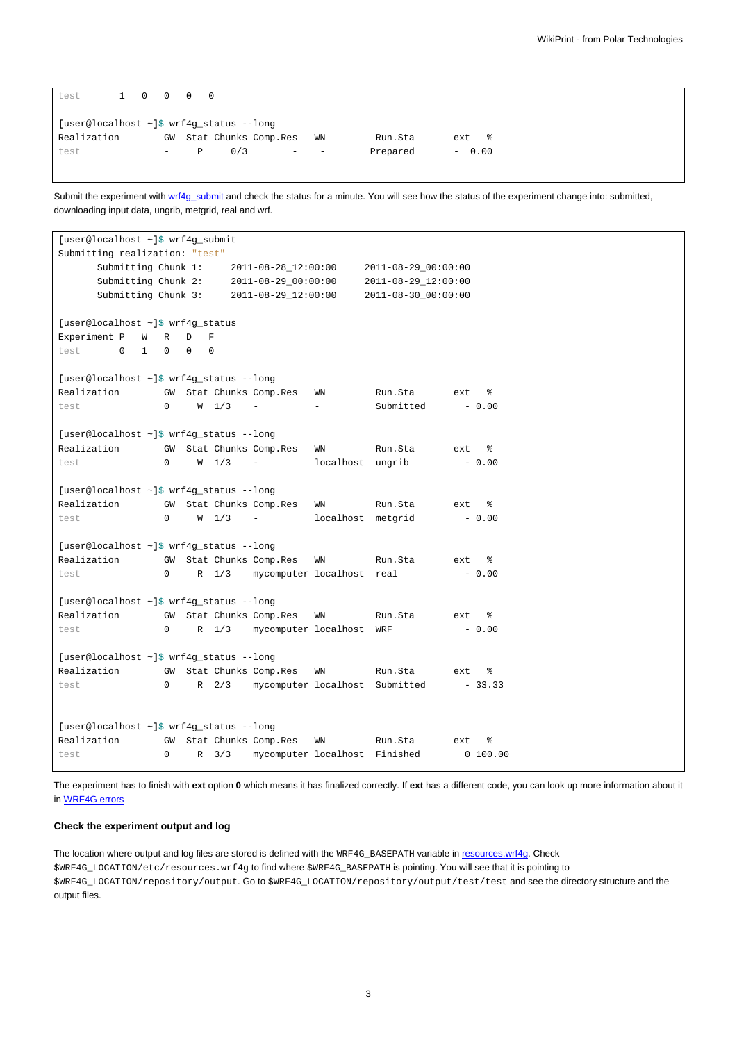```
test       1   0   0   0   0

[user@localhost ~]$ wrf4g_status --long
Realization        GW  Stat Chunks Comp.Res   WN         Run.Sta       ext   %
test               -    P    0/3        -      -        Prepared       -  0.00
```

Submit the experiment with wrf4g_submit and check the status for a minute. You will see how the status of the experiment change into: submitted, downloading input data, ungrib, metgrid, real and wrf.

```
[user@localhost ~]$ wrf4g_submit
Submitting realization: "test"
       Submitting Chunk 1:     2011-08-28_12:00:00     2011-08-29_00:00:00
       Submitting Chunk 2:     2011-08-29_00:00:00     2011-08-29_12:00:00
       Submitting Chunk 3:     2011-08-29_12:00:00     2011-08-30_00:00:00

[user@localhost ~]$ wrf4g_status
Experiment P   W   R   D   F
test       0   1   0   0   0

[user@localhost ~]$ wrf4g_status --long
Realization        GW  Stat Chunks Comp.Res   WN         Run.Sta       ext   %
test               0    W  1/3    -           -          Submitted       - 0.00

[user@localhost ~]$ wrf4g_status --long
Realization        GW  Stat Chunks Comp.Res   WN         Run.Sta       ext   %
test               0    W  1/3    -           localhost  ungrib          - 0.00

[user@localhost ~]$ wrf4g_status --long
Realization        GW  Stat Chunks Comp.Res   WN         Run.Sta       ext   %
test               0    W  1/3    -           localhost  metgrid         - 0.00

[user@localhost ~]$ wrf4g_status --long
Realization        GW  Stat Chunks Comp.Res   WN         Run.Sta       ext   %
test               0    R  1/3    mycomputer localhost  real            - 0.00

[user@localhost ~]$ wrf4g_status --long
Realization        GW  Stat Chunks Comp.Res   WN         Run.Sta       ext   %
test               0    R  1/3    mycomputer localhost  WRF             - 0.00

[user@localhost ~]$ wrf4g_status --long
Realization        GW  Stat Chunks Comp.Res   WN         Run.Sta       ext   %
test               0    R  2/3    mycomputer localhost  Submitted       - 33.33


[user@localhost ~]$ wrf4g_status --long
Realization        GW  Stat Chunks Comp.Res   WN         Run.Sta       ext   %
test               0    R  3/3    mycomputer localhost  Finished        0 100.00
```

The experiment has to finish with **ext** option **0** which means it has finalized correctly. If **ext** has a different code, you can look up more information about it in WRF4G errors

### Check the experiment output and log

The location where output and log files are stored is defined with the `WRF4G_BASEPATH` variable in resources.wrf4g. Check `$WRF4G_LOCATION/etc/resources.wrf4g` to find where `$WRF4G_BASEPATH` is pointing. You will see that it is pointing to `$WRF4G_LOCATION/repository/output`. Go to `$WRF4G_LOCATION/repository/output/test/test` and see the directory structure and the output files.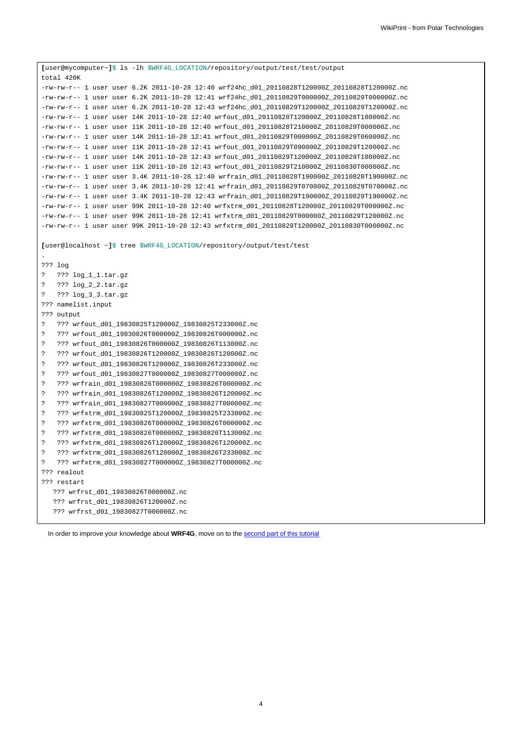```
[user@mycomputer~]$ ls -lh $WRF4G_LOCATION/repository/output/test/test/output
total 420K
-rw-rw-r-- 1 user user 6.2K 2011-10-28 12:40 wrf24hc_d01_20110828T120000Z_20110828T120000Z.nc
-rw-rw-r-- 1 user user 6.2K 2011-10-28 12:41 wrf24hc_d01_20110829T000000Z_20110829T000000Z.nc
-rw-rw-r-- 1 user user 6.2K 2011-10-28 12:43 wrf24hc_d01_20110829T120000Z_20110829T120000Z.nc
-rw-rw-r-- 1 user user 14K 2011-10-28 12:40 wrfout_d01_20110828T120000Z_20110828T180000Z.nc
-rw-rw-r-- 1 user user 11K 2011-10-28 12:40 wrfout_d01_20110828T210000Z_20110829T000000Z.nc
-rw-rw-r-- 1 user user 14K 2011-10-28 12:41 wrfout_d01_20110829T000000Z_20110829T060000Z.nc
-rw-rw-r-- 1 user user 11K 2011-10-28 12:41 wrfout_d01_20110829T090000Z_20110829T120000Z.nc
-rw-rw-r-- 1 user user 14K 2011-10-28 12:43 wrfout_d01_20110829T120000Z_20110829T180000Z.nc
-rw-rw-r-- 1 user user 11K 2011-10-28 12:43 wrfout_d01_20110829T210000Z_20110830T000000Z.nc
-rw-rw-r-- 1 user user 3.4K 2011-10-28 12:40 wrfrain_d01_20110828T190000Z_20110828T190000Z.nc
-rw-rw-r-- 1 user user 3.4K 2011-10-28 12:41 wrfrain_d01_20110829T070000Z_20110829T070000Z.nc
-rw-rw-r-- 1 user user 3.4K 2011-10-28 12:43 wrfrain_d01_20110829T190000Z_20110829T190000Z.nc
-rw-rw-r-- 1 user user 99K 2011-10-28 12:40 wrfxtrm_d01_20110828T120000Z_20110829T000000Z.nc
-rw-rw-r-- 1 user user 99K 2011-10-28 12:41 wrfxtrm_d01_20110829T000000Z_20110829T120000Z.nc
-rw-rw-r-- 1 user user 99K 2011-10-28 12:43 wrfxtrm_d01_20110829T120000Z_20110830T000000Z.nc

[user@localhost ~]$ tree $WRF4G_LOCATION/repository/output/test/test
.
??? log
?   ??? log_1_1.tar.gz
?   ??? log_2_2.tar.gz
?   ??? log_3_3.tar.gz
??? namelist.input
??? output
?   ??? wrfout_d01_19830825T120000Z_19830825T233000Z.nc
?   ??? wrfout_d01_19830826T000000Z_19830826T000000Z.nc
?   ??? wrfout_d01_19830826T000000Z_19830826T113000Z.nc
?   ??? wrfout_d01_19830826T120000Z_19830826T120000Z.nc
?   ??? wrfout_d01_19830826T120000Z_19830826T233000Z.nc
?   ??? wrfout_d01_19830827T000000Z_19830827T000000Z.nc
?   ??? wrfrain_d01_19830826T000000Z_19830826T000000Z.nc
?   ??? wrfrain_d01_19830826T120000Z_19830826T120000Z.nc
?   ??? wrfrain_d01_19830827T000000Z_19830827T000000Z.nc
?   ??? wrfxtrm_d01_19830825T120000Z_19830825T233000Z.nc
?   ??? wrfxtrm_d01_19830826T000000Z_19830826T000000Z.nc
?   ??? wrfxtrm_d01_19830826T000000Z_19830826T113000Z.nc
?   ??? wrfxtrm_d01_19830826T120000Z_19830826T120000Z.nc
?   ??? wrfxtrm_d01_19830826T120000Z_19830826T233000Z.nc
?   ??? wrfxtrm_d01_19830827T000000Z_19830827T000000Z.nc
??? realout
??? restart
   ??? wrfrst_d01_19830826T000000Z.nc
   ??? wrfrst_d01_19830826T120000Z.nc
   ??? wrfrst_d01_19830827T000000Z.nc
```

In order to improve your knowledge about **WRF4G**, move on to the second part of this tutorial